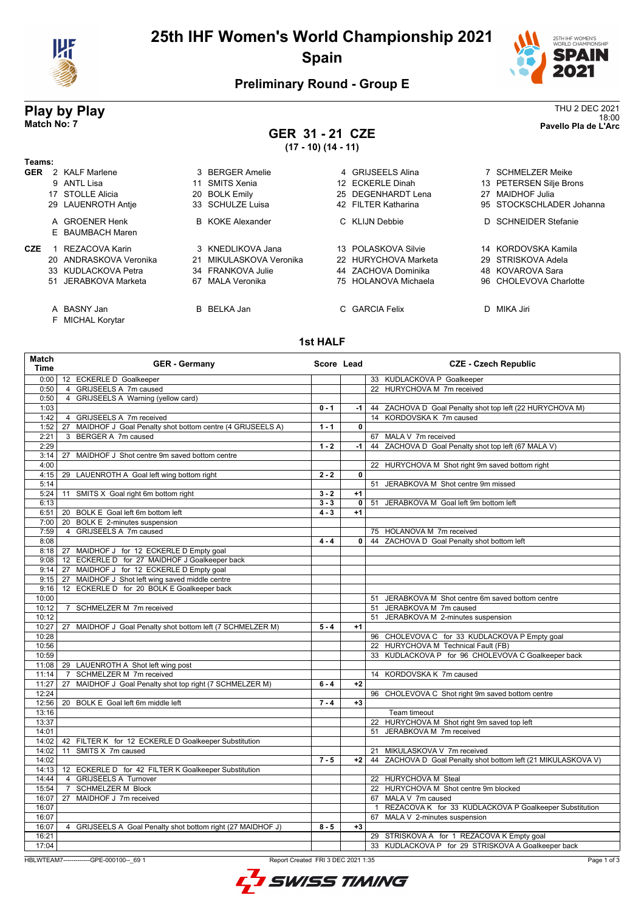# 25th IHF Women's World Championship 2021

## Spain

### Preliminary Round - Group E

## Play by Play

**Match No: 7**

THU 2 DEC 2021
18:00
**Pavello Pla de L'Arc**

## GER 31 - 21 CZE

**(17 - 10) (14 - 11)**

**Teams:**

**GER**
2 KALF Marlene, 3 BERGER Amelie, 4 GRIJSEELS Alina, 7 SCHMELZER Meike, 9 ANTL Lisa, 11 SMITS Xenia, 12 ECKERLE Dinah, 13 PETERSEN Silje Brons, 17 STOLLE Alicia, 20 BOLK Emily, 25 DEGENHARDT Lena, 27 MAIDHOF Julia, 29 LAUENROTH Antje, 33 SCHULZE Luisa, 42 FILTER Katharina, 95 STOCKSCHLADER Johanna

A GROENER Henk, B KOKE Alexander, C KLIJN Debbie, D SCHNEIDER Stefanie, E BAUMBACH Maren

**CZE**
1 REZACOVA Karin, 3 KNEDLIKOVA Jana, 13 POLASKOVA Silvie, 14 KORDOVSKA Kamila, 20 ANDRASKOVA Veronika, 21 MIKULASKOVA Veronika, 22 HURYCHOVA Marketa, 29 STRISKOVA Adela, 33 KUDLACKOVA Petra, 34 FRANKOVA Julie, 44 ZACHOVA Dominika, 48 KOVAROVA Sara, 51 JERABKOVA Marketa, 67 MALA Veronika, 75 HOLANOVA Michaela, 96 CHOLEVOVA Charlotte

A BASNY Jan, B BELKA Jan, C GARCIA Felix, D MIKA Jiri, F MICHAL Korytar

### 1st HALF

| Match Time | GER - Germany | Score | Lead | CZE - Czech Republic |
|---|---|---|---|---|
| 0:00 | 12 ECKERLE D Goalkeeper | | | 33 KUDLACKOVA P Goalkeeper |
| 0:50 | 4 GRIJSEELS A 7m caused | | | 22 HURYCHOVA M 7m received |
| 0:50 | 4 GRIJSEELS A Warning (yellow card) | | | |
| 1:03 | | 0 - 1 | -1 | 44 ZACHOVA D Goal Penalty shot top left (22 HURYCHOVA M) |
| 1:42 | 4 GRIJSEELS A 7m received | | | 14 KORDOVSKA K 7m caused |
| 1:52 | 27 MAIDHOF J Goal Penalty shot bottom centre (4 GRIJSEELS A) | 1 - 1 | 0 | |
| 2:21 | 3 BERGER A 7m caused | | | 67 MALA V 7m received |
| 2:29 | | 1 - 2 | -1 | 44 ZACHOVA D Goal Penalty shot top left (67 MALA V) |
| 3:14 | 27 MAIDHOF J Shot centre 9m saved bottom centre | | | |
| 4:00 | | | | 22 HURYCHOVA M Shot right 9m saved bottom right |
| 4:15 | 29 LAUENROTH A Goal left wing bottom right | 2 - 2 | 0 | |
| 5:14 | | | | 51 JERABKOVA M Shot centre 9m missed |
| 5:24 | 11 SMITS X Goal right 6m bottom right | 3 - 2 | +1 | |
| 6:13 | | 3 - 3 | 0 | 51 JERABKOVA M Goal left 9m bottom left |
| 6:51 | 20 BOLK E Goal left 6m bottom left | 4 - 3 | +1 | |
| 7:00 | 20 BOLK E 2-minutes suspension | | | |
| 7:59 | 4 GRIJSEELS A 7m caused | | | 75 HOLANOVA M 7m received |
| 8:08 | | 4 - 4 | 0 | 44 ZACHOVA D Goal Penalty shot bottom left |
| 8:18 | 27 MAIDHOF J for 12 ECKERLE D Empty goal | | | |
| 9:08 | 12 ECKERLE D for 27 MAIDHOF J Goalkeeper back | | | |
| 9:14 | 27 MAIDHOF J for 12 ECKERLE D Empty goal | | | |
| 9:15 | 27 MAIDHOF J Shot left wing saved middle centre | | | |
| 9:16 | 12 ECKERLE D for 20 BOLK E Goalkeeper back | | | |
| 10:00 | | | | 51 JERABKOVA M Shot centre 6m saved bottom centre |
| 10:12 | 7 SCHMELZER M 7m received | | | 51 JERABKOVA M 7m caused |
| 10:12 | | | | 51 JERABKOVA M 2-minutes suspension |
| 10:27 | 27 MAIDHOF J Goal Penalty shot bottom left (7 SCHMELZER M) | 5 - 4 | +1 | |
| 10:28 | | | | 96 CHOLEVOVA C for 33 KUDLACKOVA P Empty goal |
| 10:56 | | | | 22 HURYCHOVA M Technical Fault (FB) |
| 10:59 | | | | 33 KUDLACKOVA P for 96 CHOLEVOVA C Goalkeeper back |
| 11:08 | 29 LAUENROTH A Shot left wing post | | | |
| 11:14 | 7 SCHMELZER M 7m received | | | 14 KORDOVSKA K 7m caused |
| 11:27 | 27 MAIDHOF J Goal Penalty shot top right (7 SCHMELZER M) | 6 - 4 | +2 | |
| 12:24 | | | | 96 CHOLEVOVA C Shot right 9m saved bottom centre |
| 12:56 | 20 BOLK E Goal left 6m middle left | 7 - 4 | +3 | |
| 13:16 | | | | Team timeout |
| 13:37 | | | | 22 HURYCHOVA M Shot right 9m saved top left |
| 14:01 | | | | 51 JERABKOVA M 7m received |
| 14:02 | 42 FILTER K for 12 ECKERLE D Goalkeeper Substitution | | | |
| 14:02 | 11 SMITS X 7m caused | | | 21 MIKULASKOVA V 7m received |
| 14:02 | | 7 - 5 | +2 | 44 ZACHOVA D Goal Penalty shot bottom left (21 MIKULASKOVA V) |
| 14:13 | 12 ECKERLE D for 42 FILTER K Goalkeeper Substitution | | | |
| 14:44 | 4 GRIJSEELS A Turnover | | | 22 HURYCHOVA M Steal |
| 15:54 | 7 SCHMELZER M Block | | | 22 HURYCHOVA M Shot centre 9m blocked |
| 16:07 | 27 MAIDHOF J 7m received | | | 67 MALA V 7m caused |
| 16:07 | | | | 1 REZACOVA K for 33 KUDLACKOVA P Goalkeeper Substitution |
| 16:07 | | | | 67 MALA V 2-minutes suspension |
| 16:07 | 4 GRIJSEELS A Goal Penalty shot bottom right (27 MAIDHOF J) | 8 - 5 | +3 | |
| 16:21 | | | | 29 STRISKOVA A for 1 REZACOVA K Empty goal |
| 17:04 | | | | 33 KUDLACKOVA P for 29 STRISKOVA A Goalkeeper back |

HBLWTEAM7--------------GPE-000100--_69 1 Report Created FRI 3 DEC 2021 1:35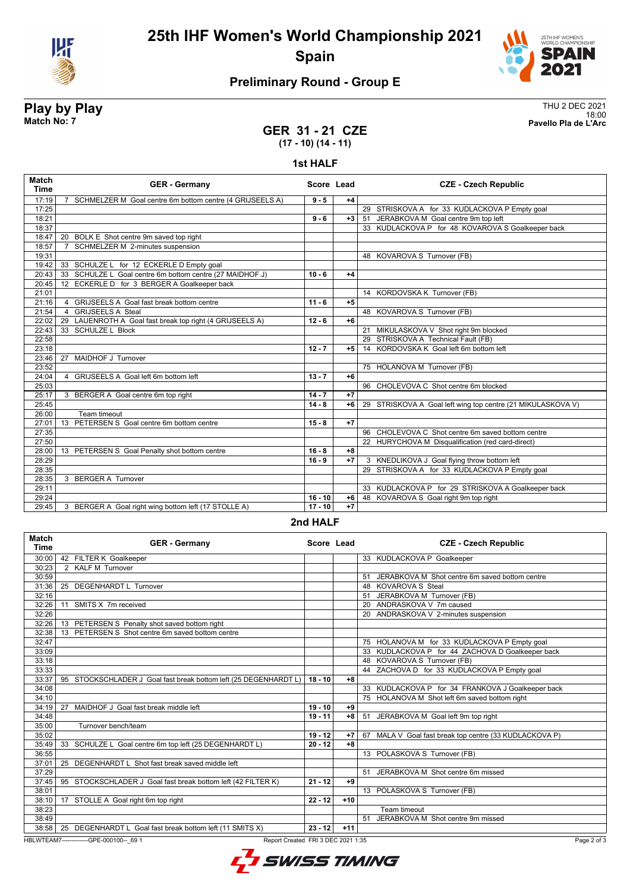# 25th IHF Women's World Championship 2021

## Spain

### Preliminary Round - Group E

**Play by Play**
**Match No: 7**

THU 2 DEC 2021
18:00
**Pavello Pla de L'Arc**

## GER 31 - 21 CZE
### (17 - 10) (14 - 11)

### 1st HALF

| Match Time | GER - Germany | Score | Lead | CZE - Czech Republic |
|---|---|---|---|---|
| 17:19 | 7 SCHMELZER M Goal centre 6m bottom centre (4 GRIJSEELS A) | 9 - 5 | +4 | |
| 17:25 | | | | 29 STRISKOVA A for 33 KUDLACKOVA P Empty goal |
| 18:21 | | 9 - 6 | +3 | 51 JERABKOVA M Goal centre 9m top left |
| 18:37 | | | | 33 KUDLACKOVA P for 48 KOVAROVA S Goalkeeper back |
| 18:47 | 20 BOLK E Shot centre 9m saved top right | | | |
| 18:57 | 7 SCHMELZER M 2-minutes suspension | | | |
| 19:31 | | | | 48 KOVAROVA S Turnover (FB) |
| 19:42 | 33 SCHULZE L for 12 ECKERLE D Empty goal | | | |
| 20:43 | 33 SCHULZE L Goal centre 6m bottom centre (27 MAIDHOF J) | 10 - 6 | +4 | |
| 20:45 | 12 ECKERLE D for 3 BERGER A Goalkeeper back | | | |
| 21:01 | | | | 14 KORDOVSKA K Turnover (FB) |
| 21:16 | 4 GRIJSEELS A Goal fast break bottom centre | 11 - 6 | +5 | |
| 21:54 | 4 GRIJSEELS A Steal | | | 48 KOVAROVA S Turnover (FB) |
| 22:02 | 29 LAUENROTH A Goal fast break top right (4 GRIJSEELS A) | 12 - 6 | +6 | |
| 22:43 | 33 SCHULZE L Block | | | 21 MIKULASKOVA V Shot right 9m blocked |
| 22:58 | | | | 29 STRISKOVA A Technical Fault (FB) |
| 23:18 | | 12 - 7 | +5 | 14 KORDOVSKA K Goal left 6m bottom left |
| 23:46 | 27 MAIDHOF J Turnover | | | |
| 23:52 | | | | 75 HOLANOVA M Turnover (FB) |
| 24:04 | 4 GRIJSEELS A Goal left 6m bottom left | 13 - 7 | +6 | |
| 25:03 | | | | 96 CHOLEVOVA C Shot centre 6m blocked |
| 25:17 | 3 BERGER A Goal centre 6m top right | 14 - 7 | +7 | |
| 25:45 | | 14 - 8 | +6 | 29 STRISKOVA A Goal left wing top centre (21 MIKULASKOVA V) |
| 26:00 | Team timeout | | | |
| 27:01 | 13 PETERSEN S Goal centre 6m bottom centre | 15 - 8 | +7 | |
| 27:35 | | | | 96 CHOLEVOVA C Shot centre 6m saved bottom centre |
| 27:50 | | | | 22 HURYCHOVA M Disqualification (red card-direct) |
| 28:00 | 13 PETERSEN S Goal Penalty shot bottom centre | 16 - 8 | +8 | |
| 28:29 | | 16 - 9 | +7 | 3 KNEDLIKOVA J Goal flying throw bottom left |
| 28:35 | | | | 29 STRISKOVA A for 33 KUDLACKOVA P Empty goal |
| 28:35 | 3 BERGER A Turnover | | | |
| 29:11 | | | | 33 KUDLACKOVA P for 29 STRISKOVA A Goalkeeper back |
| 29:24 | | 16 - 10 | +6 | 48 KOVAROVA S Goal right 9m top right |
| 29:45 | 3 BERGER A Goal right wing bottom left (17 STOLLE A) | 17 - 10 | +7 | |

### 2nd HALF

| Match Time | GER - Germany | Score | Lead | CZE - Czech Republic |
|---|---|---|---|---|
| 30:00 | 42 FILTER K Goalkeeper | | | 33 KUDLACKOVA P Goalkeeper |
| 30:23 | 2 KALF M Turnover | | | |
| 30:59 | | | | 51 JERABKOVA M Shot centre 6m saved bottom centre |
| 31:36 | 25 DEGENHARDT L Turnover | | | 48 KOVAROVA S Steal |
| 32:16 | | | | 51 JERABKOVA M Turnover (FB) |
| 32:26 | 11 SMITS X 7m received | | | 20 ANDRASKOVA V 7m caused |
| 32:26 | | | | 20 ANDRASKOVA V 2-minutes suspension |
| 32:26 | 13 PETERSEN S Penalty shot saved bottom right | | | |
| 32:38 | 13 PETERSEN S Shot centre 6m saved bottom centre | | | |
| 32:47 | | | | 75 HOLANOVA M for 33 KUDLACKOVA P Empty goal |
| 33:09 | | | | 33 KUDLACKOVA P for 44 ZACHOVA D Goalkeeper back |
| 33:18 | | | | 48 KOVAROVA S Turnover (FB) |
| 33:33 | | | | 44 ZACHOVA D for 33 KUDLACKOVA P Empty goal |
| 33:37 | 95 STOCKSCHLADER J Goal fast break bottom left (25 DEGENHARDT L) | 18 - 10 | +8 | |
| 34:08 | | | | 33 KUDLACKOVA P for 34 FRANKOVA J Goalkeeper back |
| 34:10 | | | | 75 HOLANOVA M Shot left 6m saved bottom right |
| 34:19 | 27 MAIDHOF J Goal fast break middle left | 19 - 10 | +9 | |
| 34:48 | | 19 - 11 | +8 | 51 JERABKOVA M Goal left 9m top right |
| 35:00 | Turnover bench/team | | | |
| 35:02 | | 19 - 12 | +7 | 67 MALA V Goal fast break top centre (33 KUDLACKOVA P) |
| 35:49 | 33 SCHULZE L Goal centre 6m top left (25 DEGENHARDT L) | 20 - 12 | +8 | |
| 36:55 | | | | 13 POLASKOVA S Turnover (FB) |
| 37:01 | 25 DEGENHARDT L Shot fast break saved middle left | | | |
| 37:29 | | | | 51 JERABKOVA M Shot centre 6m missed |
| 37:45 | 95 STOCKSCHLADER J Goal fast break bottom left (42 FILTER K) | 21 - 12 | +9 | |
| 38:01 | | | | 13 POLASKOVA S Turnover (FB) |
| 38:10 | 17 STOLLE A Goal right 6m top right | 22 - 12 | +10 | |
| 38:23 | | | | Team timeout |
| 38:49 | | | | 51 JERABKOVA M Shot centre 9m missed |
| 38:58 | 25 DEGENHARDT L Goal fast break bottom left (11 SMITS X) | 23 - 12 | +11 | |

HBLWTEAM7-------------GPE-000100--_69 1 Report Created FRI 3 DEC 2021 1:35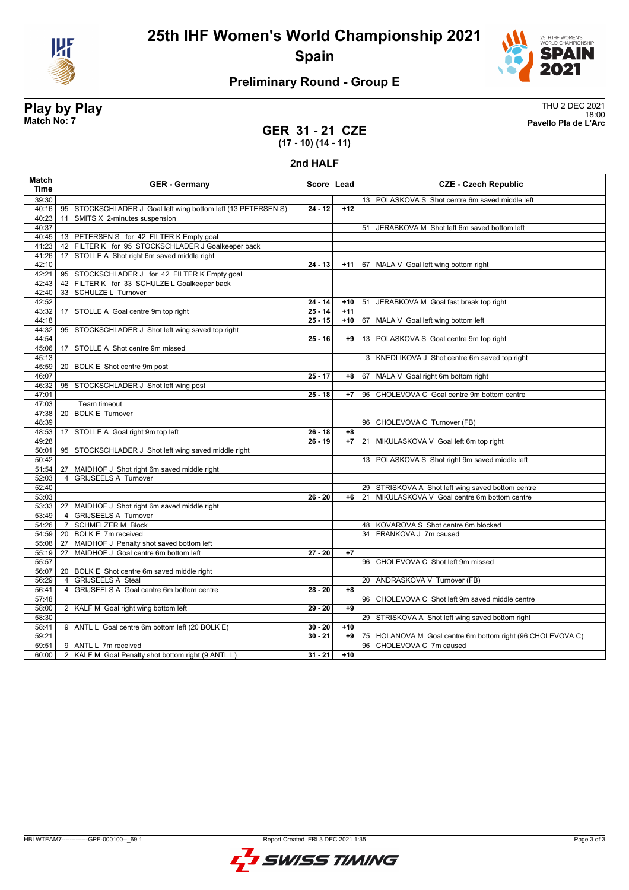# 25th IHF Women's World Championship 2021

## Spain

### Preliminary Round - Group E

**Play by Play**
**Match No: 7**

THU 2 DEC 2021
18:00
**Pavello Pla de L'Arc**

## GER 31 - 21 CZE

**(17 - 10) (14 - 11)**

### 2nd HALF

| Match Time | GER - Germany | Score | Lead | CZE - Czech Republic |
|---|---|---|---|---|
| 39:30 | | | | 13 POLASKOVA S Shot centre 6m saved middle left |
| 40:16 | 95 STOCKSCHLADER J Goal left wing bottom left (13 PETERSEN S) | 24 - 12 | +12 | |
| 40:23 | 11 SMITS X 2-minutes suspension | | | |
| 40:37 | | | | 51 JERABKOVA M Shot left 6m saved bottom left |
| 40:45 | 13 PETERSEN S for 42 FILTER K Empty goal | | | |
| 41:23 | 42 FILTER K for 95 STOCKSCHLADER J Goalkeeper back | | | |
| 41:26 | 17 STOLLE A Shot right 6m saved middle right | | | |
| 42:10 | | 24 - 13 | +11 | 67 MALA V Goal left wing bottom right |
| 42:21 | 95 STOCKSCHLADER J for 42 FILTER K Empty goal | | | |
| 42:43 | 42 FILTER K for 33 SCHULZE L Goalkeeper back | | | |
| 42:40 | 33 SCHULZE L Turnover | | | |
| 42:52 | | 24 - 14 | +10 | 51 JERABKOVA M Goal fast break top right |
| 43:32 | 17 STOLLE A Goal centre 9m top right | 25 - 14 | +11 | |
| 44:18 | | 25 - 15 | +10 | 67 MALA V Goal left wing bottom left |
| 44:32 | 95 STOCKSCHLADER J Shot left wing saved top right | | | |
| 44:54 | | 25 - 16 | +9 | 13 POLASKOVA S Goal centre 9m top right |
| 45:06 | 17 STOLLE A Shot centre 9m missed | | | |
| 45:13 | | | | 3 KNEDLIKOVA J Shot centre 6m saved top right |
| 45:59 | 20 BOLK E Shot centre 9m post | | | |
| 46:07 | | 25 - 17 | +8 | 67 MALA V Goal right 6m bottom right |
| 46:32 | 95 STOCKSCHLADER J Shot left wing post | | | |
| 47:01 | | 25 - 18 | +7 | 96 CHOLEVOVA C Goal centre 9m bottom centre |
| 47:03 | Team timeout | | | |
| 47:38 | 20 BOLK E Turnover | | | |
| 48:39 | | | | 96 CHOLEVOVA C Turnover (FB) |
| 48:53 | 17 STOLLE A Goal right 9m top left | 26 - 18 | +8 | |
| 49:28 | | 26 - 19 | +7 | 21 MIKULASKOVA V Goal left 6m top right |
| 50:01 | 95 STOCKSCHLADER J Shot left wing saved middle right | | | |
| 50:42 | | | | 13 POLASKOVA S Shot right 9m saved middle left |
| 51:54 | 27 MAIDHOF J Shot right 6m saved middle right | | | |
| 52:03 | 4 GRIJSEELS A Turnover | | | |
| 52:40 | | | | 29 STRISKOVA A Shot left wing saved bottom centre |
| 53:03 | | 26 - 20 | +6 | 21 MIKULASKOVA V Goal centre 6m bottom centre |
| 53:33 | 27 MAIDHOF J Shot right 6m saved middle right | | | |
| 53:49 | 4 GRIJSEELS A Turnover | | | |
| 54:26 | 7 SCHMELZER M Block | | | 48 KOVAROVA S Shot centre 6m blocked |
| 54:59 | 20 BOLK E 7m received | | | 34 FRANKOVA J 7m caused |
| 55:08 | 27 MAIDHOF J Penalty shot saved bottom left | | | |
| 55:19 | 27 MAIDHOF J Goal centre 6m bottom left | 27 - 20 | +7 | |
| 55:57 | | | | 96 CHOLEVOVA C Shot left 9m missed |
| 56:07 | 20 BOLK E Shot centre 6m saved middle right | | | |
| 56:29 | 4 GRIJSEELS A Steal | | | 20 ANDRASKOVA V Turnover (FB) |
| 56:41 | 4 GRIJSEELS A Goal centre 6m bottom centre | 28 - 20 | +8 | |
| 57:48 | | | | 96 CHOLEVOVA C Shot left 9m saved middle centre |
| 58:00 | 2 KALF M Goal right wing bottom left | 29 - 20 | +9 | |
| 58:30 | | | | 29 STRISKOVA A Shot left wing saved bottom right |
| 58:41 | 9 ANTL L Goal centre 6m bottom left (20 BOLK E) | 30 - 20 | +10 | |
| 59:21 | | 30 - 21 | +9 | 75 HOLANOVA M Goal centre 6m bottom right (96 CHOLEVOVA C) |
| 59:51 | 9 ANTL L 7m received | | | 96 CHOLEVOVA C 7m caused |
| 60:00 | 2 KALF M Goal Penalty shot bottom right (9 ANTL L) | 31 - 21 | +10 | |

HBLWTEAM7-------------GPE-000100--_69 1    Report Created FRI 3 DEC 2021 1:35